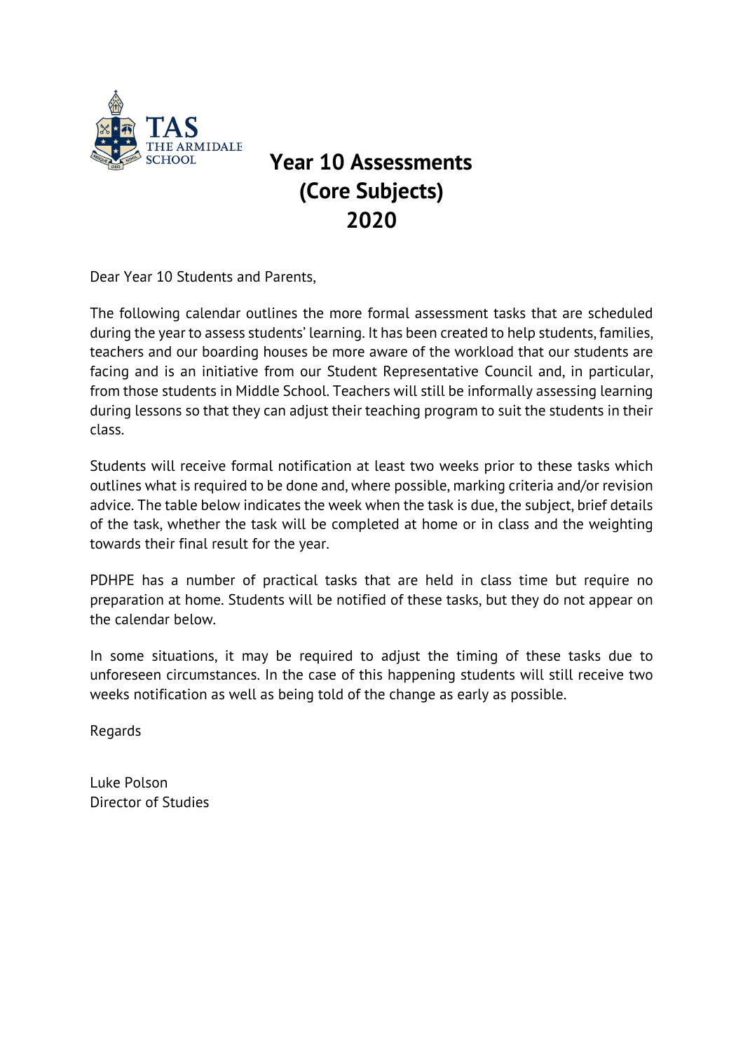TAS THE ARMIDALE SCHOOL

# Year 10 Assessments (Core Subjects) 2020

Dear Year 10 Students and Parents,

The following calendar outlines the more formal assessment tasks that are scheduled during the year to assess students' learning. It has been created to help students, families, teachers and our boarding houses be more aware of the workload that our students are facing and is an initiative from our Student Representative Council and, in particular, from those students in Middle School. Teachers will still be informally assessing learning during lessons so that they can adjust their teaching program to suit the students in their class.

Students will receive formal notification at least two weeks prior to these tasks which outlines what is required to be done and, where possible, marking criteria and/or revision advice. The table below indicates the week when the task is due, the subject, brief details of the task, whether the task will be completed at home or in class and the weighting towards their final result for the year.

PDHPE has a number of practical tasks that are held in class time but require no preparation at home. Students will be notified of these tasks, but they do not appear on the calendar below.

In some situations, it may be required to adjust the timing of these tasks due to unforeseen circumstances. In the case of this happening students will still receive two weeks notification as well as being told of the change as early as possible.

Regards

Luke Polson  
Director of Studies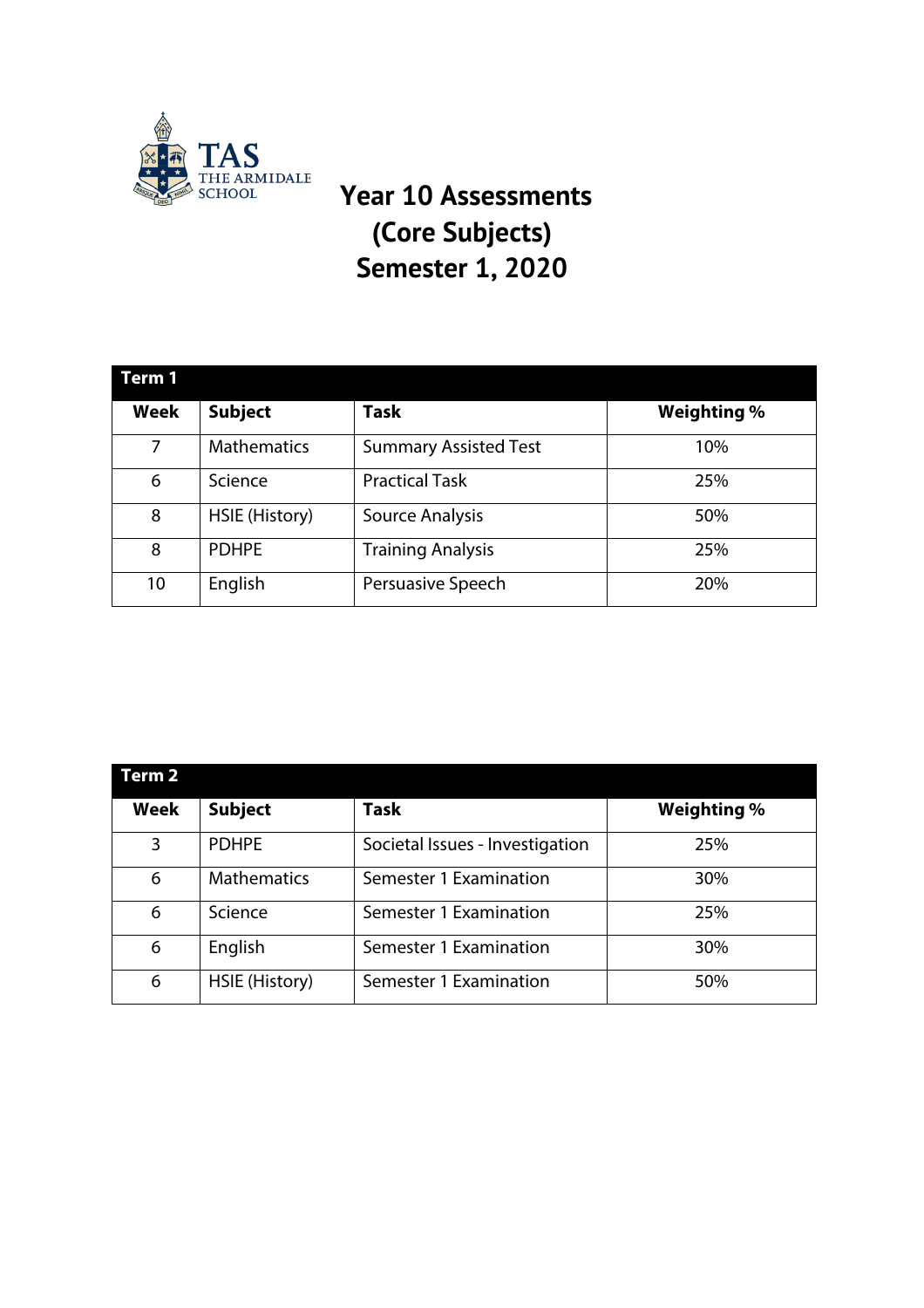TAS
THE ARMIDALE SCHOOL

# Year 10 Assessments (Core Subjects) Semester 1, 2020

| Term 1 | | | |
|---|---|---|---|
| **Week** | **Subject** | **Task** | **Weighting %** |
| 7 | Mathematics | Summary Assisted Test | 10% |
| 6 | Science | Practical Task | 25% |
| 8 | HSIE (History) | Source Analysis | 50% |
| 8 | PDHPE | Training Analysis | 25% |
| 10 | English | Persuasive Speech | 20% |

| Term 2 | | | |
|---|---|---|---|
| **Week** | **Subject** | **Task** | **Weighting %** |
| 3 | PDHPE | Societal Issues - Investigation | 25% |
| 6 | Mathematics | Semester 1 Examination | 30% |
| 6 | Science | Semester 1 Examination | 25% |
| 6 | English | Semester 1 Examination | 30% |
| 6 | HSIE (History) | Semester 1 Examination | 50% |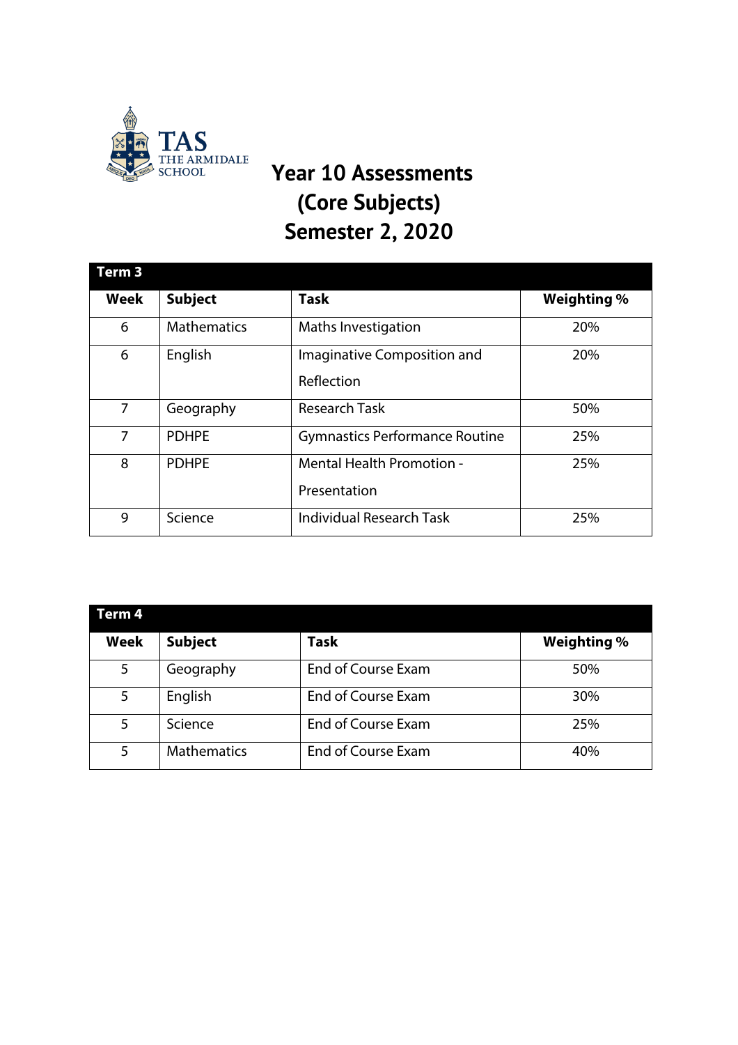TAS THE ARMIDALE SCHOOL

# Year 10 Assessments (Core Subjects) Semester 2, 2020

| Term 3 | | | |
|---|---|---|---|
| **Week** | **Subject** | **Task** | **Weighting %** |
| 6 | Mathematics | Maths Investigation | 20% |
| 6 | English | Imaginative Composition and Reflection | 20% |
| 7 | Geography | Research Task | 50% |
| 7 | PDHPE | Gymnastics Performance Routine | 25% |
| 8 | PDHPE | Mental Health Promotion - Presentation | 25% |
| 9 | Science | Individual Research Task | 25% |

| Term 4 | | | |
|---|---|---|---|
| **Week** | **Subject** | **Task** | **Weighting %** |
| 5 | Geography | End of Course Exam | 50% |
| 5 | English | End of Course Exam | 30% |
| 5 | Science | End of Course Exam | 25% |
| 5 | Mathematics | End of Course Exam | 40% |